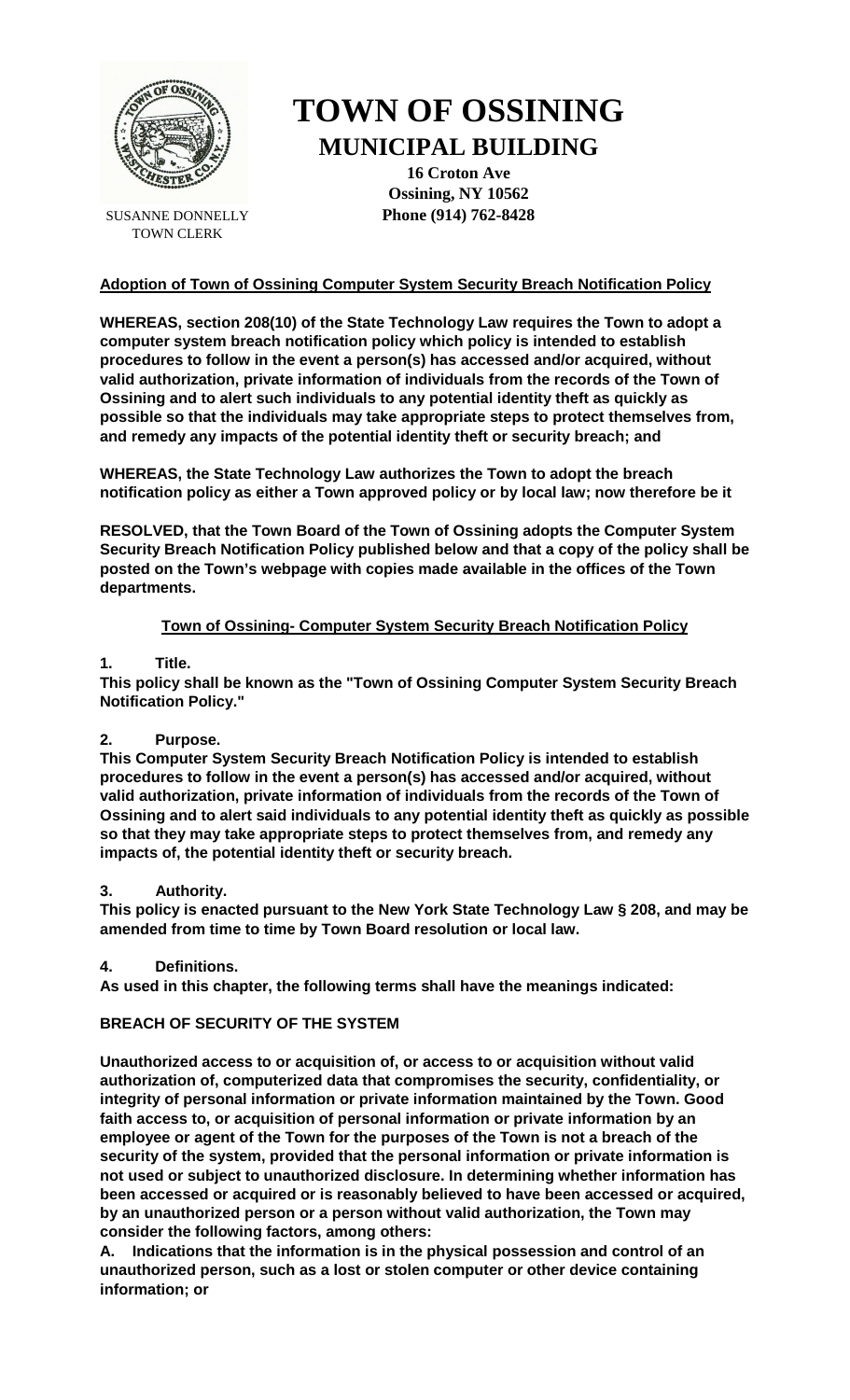# TOWN OF OSSINING
## MUNICIPAL BUILDING

**16 Croton Ave**
**Ossining, NY 10562**
**Phone (914) 762-8428**

SUSANNE DONNELLY
TOWN CLERK

**Adoption of Town of Ossining Computer System Security Breach Notification Policy**

**WHEREAS, section 208(10) of the State Technology Law requires the Town to adopt a computer system breach notification policy which policy is intended to establish procedures to follow in the event a person(s) has accessed and/or acquired, without valid authorization, private information of individuals from the records of the Town of Ossining and to alert such individuals to any potential identity theft as quickly as possible so that the individuals may take appropriate steps to protect themselves from, and remedy any impacts of the potential identity theft or security breach; and**

**WHEREAS, the State Technology Law authorizes the Town to adopt the breach notification policy as either a Town approved policy or by local law; now therefore be it**

**RESOLVED, that the Town Board of the Town of Ossining adopts the Computer System Security Breach Notification Policy published below and that a copy of the policy shall be posted on the Town's webpage with copies made available in the offices of the Town departments.**

**Town of Ossining- Computer System Security Breach Notification Policy**

**1. Title.**
**This policy shall be known as the "Town of Ossining Computer System Security Breach Notification Policy."**

**2. Purpose.**
**This Computer System Security Breach Notification Policy is intended to establish procedures to follow in the event a person(s) has accessed and/or acquired, without valid authorization, private information of individuals from the records of the Town of Ossining and to alert said individuals to any potential identity theft as quickly as possible so that they may take appropriate steps to protect themselves from, and remedy any impacts of, the potential identity theft or security breach.**

**3. Authority.**
**This policy is enacted pursuant to the New York State Technology Law § 208, and may be amended from time to time by Town Board resolution or local law.**

**4. Definitions.**
**As used in this chapter, the following terms shall have the meanings indicated:**

**BREACH OF SECURITY OF THE SYSTEM**

**Unauthorized access to or acquisition of, or access to or acquisition without valid authorization of, computerized data that compromises the security, confidentiality, or integrity of personal information or private information maintained by the Town. Good faith access to, or acquisition of personal information or private information by an employee or agent of the Town for the purposes of the Town is not a breach of the security of the system, provided that the personal information or private information is not used or subject to unauthorized disclosure. In determining whether information has been accessed or acquired or is reasonably believed to have been accessed or acquired, by an unauthorized person or a person without valid authorization, the Town may consider the following factors, among others:**

**A. Indications that the information is in the physical possession and control of an unauthorized person, such as a lost or stolen computer or other device containing information; or**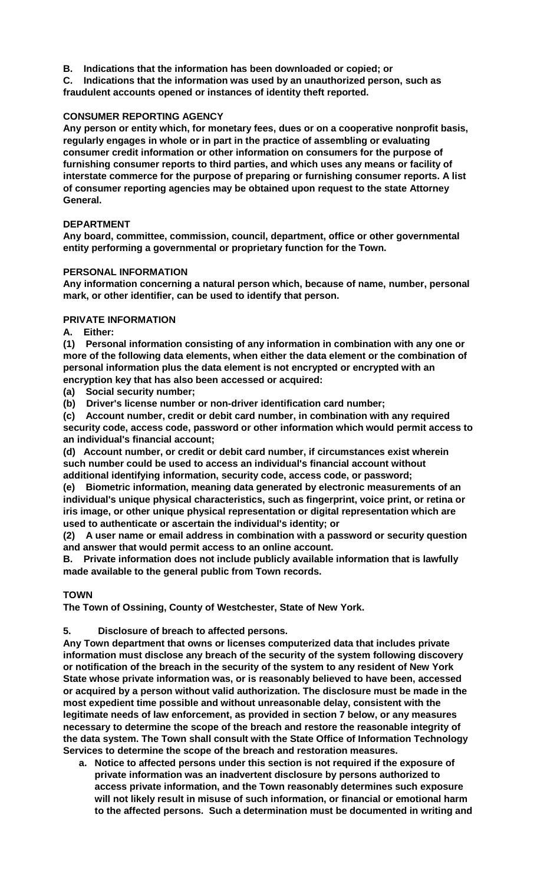**B. Indications that the information has been downloaded or copied; or**

**C. Indications that the information was used by an unauthorized person, such as fraudulent accounts opened or instances of identity theft reported.**

**CONSUMER REPORTING AGENCY**

**Any person or entity which, for monetary fees, dues or on a cooperative nonprofit basis, regularly engages in whole or in part in the practice of assembling or evaluating consumer credit information or other information on consumers for the purpose of furnishing consumer reports to third parties, and which uses any means or facility of interstate commerce for the purpose of preparing or furnishing consumer reports. A list of consumer reporting agencies may be obtained upon request to the state Attorney General.**

**DEPARTMENT**

**Any board, committee, commission, council, department, office or other governmental entity performing a governmental or proprietary function for the Town.**

**PERSONAL INFORMATION**

**Any information concerning a natural person which, because of name, number, personal mark, or other identifier, can be used to identify that person.**

**PRIVATE INFORMATION**

**A. Either:**

**(1) Personal information consisting of any information in combination with any one or more of the following data elements, when either the data element or the combination of personal information plus the data element is not encrypted or encrypted with an encryption key that has also been accessed or acquired:**

**(a) Social security number;**

**(b) Driver's license number or non-driver identification card number;**

**(c) Account number, credit or debit card number, in combination with any required security code, access code, password or other information which would permit access to an individual's financial account;**

**(d) Account number, or credit or debit card number, if circumstances exist wherein such number could be used to access an individual's financial account without additional identifying information, security code, access code, or password;**

**(e) Biometric information, meaning data generated by electronic measurements of an individual's unique physical characteristics, such as fingerprint, voice print, or retina or iris image, or other unique physical representation or digital representation which are used to authenticate or ascertain the individual's identity; or**

**(2) A user name or email address in combination with a password or security question and answer that would permit access to an online account.**

**B. Private information does not include publicly available information that is lawfully made available to the general public from Town records.**

**TOWN**

**The Town of Ossining, County of Westchester, State of New York.**

**5. Disclosure of breach to affected persons.**

**Any Town department that owns or licenses computerized data that includes private information must disclose any breach of the security of the system following discovery or notification of the breach in the security of the system to any resident of New York State whose private information was, or is reasonably believed to have been, accessed or acquired by a person without valid authorization. The disclosure must be made in the most expedient time possible and without unreasonable delay, consistent with the legitimate needs of law enforcement, as provided in section 7 below, or any measures necessary to determine the scope of the breach and restore the reasonable integrity of the data system. The Town shall consult with the State Office of Information Technology Services to determine the scope of the breach and restoration measures.**

a. **Notice to affected persons under this section is not required if the exposure of private information was an inadvertent disclosure by persons authorized to access private information, and the Town reasonably determines such exposure will not likely result in misuse of such information, or financial or emotional harm to the affected persons. Such a determination must be documented in writing and**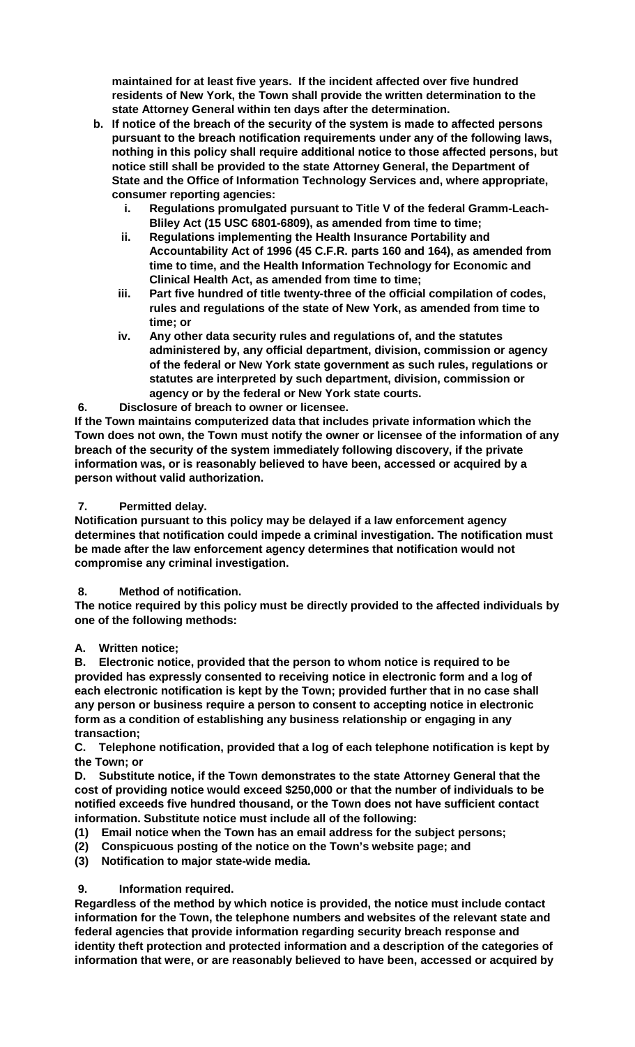**maintained for at least five years. If the incident affected over five hundred residents of New York, the Town shall provide the written determination to the state Attorney General within ten days after the determination.**

b. **If notice of the breach of the security of the system is made to affected persons pursuant to the breach notification requirements under any of the following laws, nothing in this policy shall require additional notice to those affected persons, but notice still shall be provided to the state Attorney General, the Department of State and the Office of Information Technology Services and, where appropriate, consumer reporting agencies:**
   i. **Regulations promulgated pursuant to Title V of the federal Gramm-Leach-Bliley Act (15 USC 6801-6809), as amended from time to time;**
   ii. **Regulations implementing the Health Insurance Portability and Accountability Act of 1996 (45 C.F.R. parts 160 and 164), as amended from time to time, and the Health Information Technology for Economic and Clinical Health Act, as amended from time to time;**
   iii. **Part five hundred of title twenty-three of the official compilation of codes, rules and regulations of the state of New York, as amended from time to time; or**
   iv. **Any other data security rules and regulations of, and the statutes administered by, any official department, division, commission or agency of the federal or New York state government as such rules, regulations or statutes are interpreted by such department, division, commission or agency or by the federal or New York state courts.**

**6. Disclosure of breach to owner or licensee.**

**If the Town maintains computerized data that includes private information which the Town does not own, the Town must notify the owner or licensee of the information of any breach of the security of the system immediately following discovery, if the private information was, or is reasonably believed to have been, accessed or acquired by a person without valid authorization.**

**7. Permitted delay.**

**Notification pursuant to this policy may be delayed if a law enforcement agency determines that notification could impede a criminal investigation. The notification must be made after the law enforcement agency determines that notification would not compromise any criminal investigation.**

**8. Method of notification.**

**The notice required by this policy must be directly provided to the affected individuals by one of the following methods:**

**A. Written notice;**

**B. Electronic notice, provided that the person to whom notice is required to be provided has expressly consented to receiving notice in electronic form and a log of each electronic notification is kept by the Town; provided further that in no case shall any person or business require a person to consent to accepting notice in electronic form as a condition of establishing any business relationship or engaging in any transaction;**

**C. Telephone notification, provided that a log of each telephone notification is kept by the Town; or**

**D. Substitute notice, if the Town demonstrates to the state Attorney General that the cost of providing notice would exceed $250,000 or that the number of individuals to be notified exceeds five hundred thousand, or the Town does not have sufficient contact information. Substitute notice must include all of the following:**

**(1) Email notice when the Town has an email address for the subject persons;**
**(2) Conspicuous posting of the notice on the Town's website page; and**
**(3) Notification to major state-wide media.**

**9. Information required.**

**Regardless of the method by which notice is provided, the notice must include contact information for the Town, the telephone numbers and websites of the relevant state and federal agencies that provide information regarding security breach response and identity theft protection and protected information and a description of the categories of information that were, or are reasonably believed to have been, accessed or acquired by**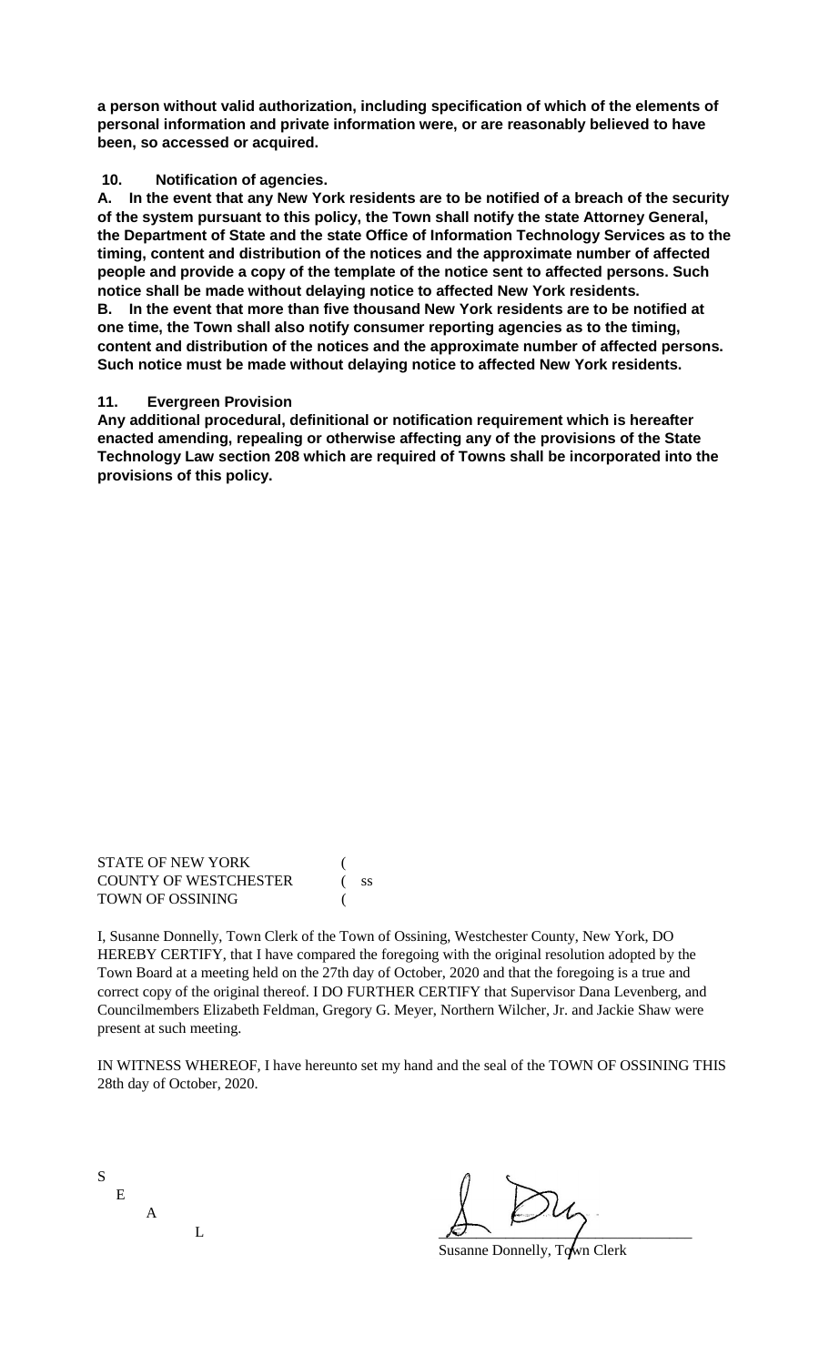**a person without valid authorization, including specification of which of the elements of personal information and private information were, or are reasonably believed to have been, so accessed or acquired.**

**10. Notification of agencies.**

**A. In the event that any New York residents are to be notified of a breach of the security of the system pursuant to this policy, the Town shall notify the state Attorney General, the Department of State and the state Office of Information Technology Services as to the timing, content and distribution of the notices and the approximate number of affected people and provide a copy of the template of the notice sent to affected persons. Such notice shall be made without delaying notice to affected New York residents.**

**B. In the event that more than five thousand New York residents are to be notified at one time, the Town shall also notify consumer reporting agencies as to the timing, content and distribution of the notices and the approximate number of affected persons. Such notice must be made without delaying notice to affected New York residents.**

**11. Evergreen Provision**

**Any additional procedural, definitional or notification requirement which is hereafter enacted amending, repealing or otherwise affecting any of the provisions of the State Technology Law section 208 which are required of Towns shall be incorporated into the provisions of this policy.**

STATE OF NEW YORK (
COUNTY OF WESTCHESTER ( ss
TOWN OF OSSINING (

I, Susanne Donnelly, Town Clerk of the Town of Ossining, Westchester County, New York, DO HEREBY CERTIFY, that I have compared the foregoing with the original resolution adopted by the Town Board at a meeting held on the 27th day of October, 2020 and that the foregoing is a true and correct copy of the original thereof. I DO FURTHER CERTIFY that Supervisor Dana Levenberg, and Councilmembers Elizabeth Feldman, Gregory G. Meyer, Northern Wilcher, Jr. and Jackie Shaw were present at such meeting.

IN WITNESS WHEREOF, I have hereunto set my hand and the seal of the TOWN OF OSSINING THIS 28th day of October, 2020.

S
E
A
L

Susanne Donnelly, Town Clerk